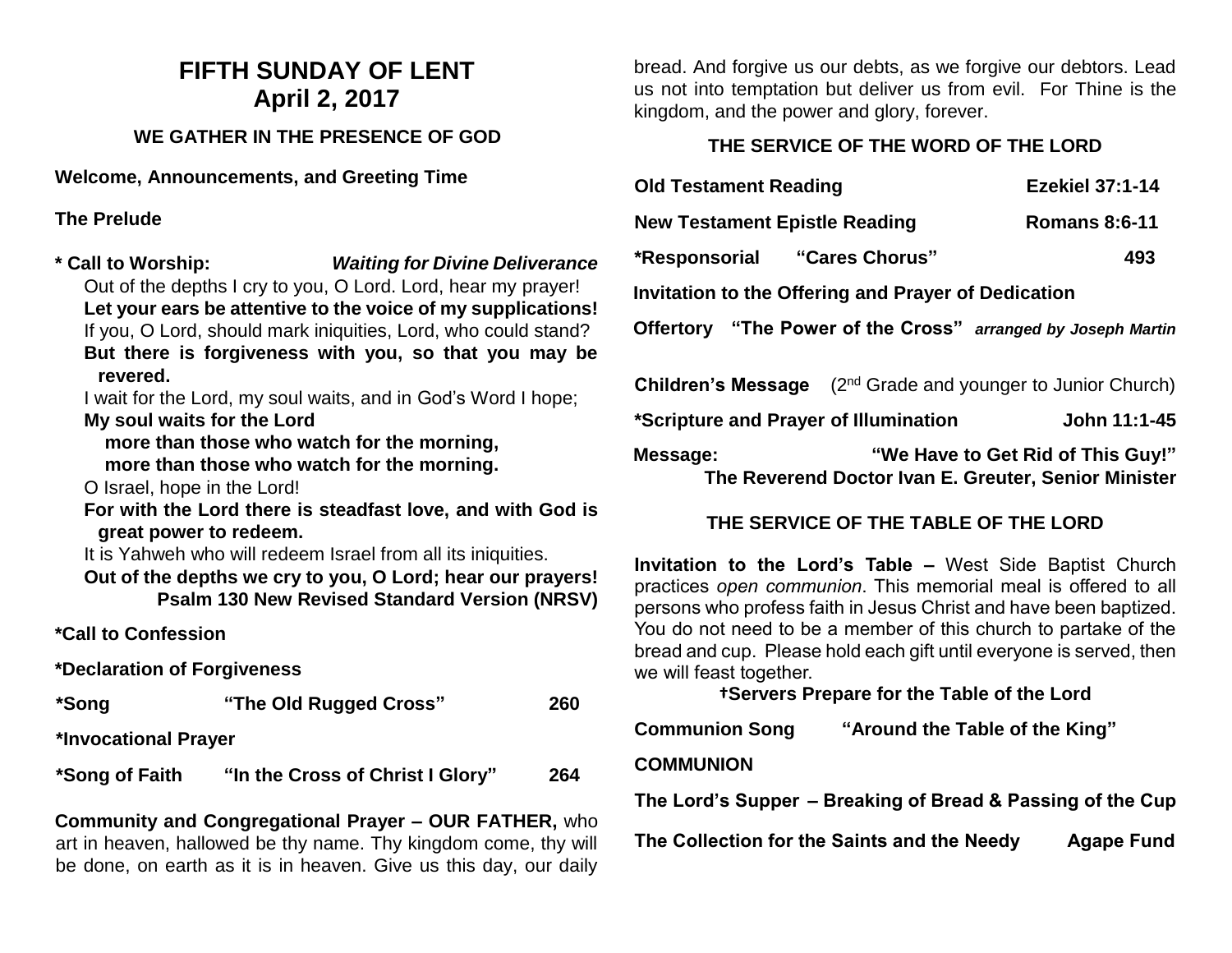# FIFTH SUNDAY OF LENT
## April 2, 2017

### WE GATHER IN THE PRESENCE OF GOD

**Welcome, Announcements, and Greeting Time**

**The Prelude**

**\* Call to Worship:** ***Waiting for Divine Deliverance***

Out of the depths I cry to you, O Lord. Lord, hear my prayer!
**Let your ears be attentive to the voice of my supplications!**
If you, O Lord, should mark iniquities, Lord, who could stand?
**But there is forgiveness with you, so that you may be revered.**
I wait for the Lord, my soul waits, and in God's Word I hope;
**My soul waits for the Lord**
**more than those who watch for the morning,**
**more than those who watch for the morning.**
O Israel, hope in the Lord!
**For with the Lord there is steadfast love, and with God is great power to redeem.**
It is Yahweh who will redeem Israel from all its iniquities.
**Out of the depths we cry to you, O Lord; hear our prayers!**
**Psalm 130 New Revised Standard Version (NRSV)**

**\*Call to Confession**

**\*Declaration of Forgiveness**

**\*Song** **"The Old Rugged Cross"** **260**

**\*Invocational Prayer**

**\*Song of Faith** **"In the Cross of Christ I Glory"** **264**

**Community and Congregational Prayer – OUR FATHER,** who art in heaven, hallowed be thy name. Thy kingdom come, thy will be done, on earth as it is in heaven. Give us this day, our daily bread. And forgive us our debts, as we forgive our debtors. Lead us not into temptation but deliver us from evil. For Thine is the kingdom, and the power and glory, forever.

### THE SERVICE OF THE WORD OF THE LORD

**Old Testament Reading** **Ezekiel 37:1-14**

**New Testament Epistle Reading** **Romans 8:6-11**

**\*Responsorial** **"Cares Chorus"** **493**

**Invitation to the Offering and Prayer of Dedication**

**Offertory** **"The Power of the Cross"** ***arranged by Joseph Martin***

**Children's Message** (2nd Grade and younger to Junior Church)

**\*Scripture and Prayer of Illumination** **John 11:1-45**

**Message:** **"We Have to Get Rid of This Guy!"**
**The Reverend Doctor Ivan E. Greuter, Senior Minister**

### THE SERVICE OF THE TABLE OF THE LORD

**Invitation to the Lord's Table –** West Side Baptist Church practices *open communion*. This memorial meal is offered to all persons who profess faith in Jesus Christ and have been baptized. You do not need to be a member of this church to partake of the bread and cup. Please hold each gift until everyone is served, then we will feast together.

**†Servers Prepare for the Table of the Lord**

**Communion Song** **"Around the Table of the King"**

**COMMUNION**

**The Lord's Supper – Breaking of Bread & Passing of the Cup**

**The Collection for the Saints and the Needy** **Agape Fund**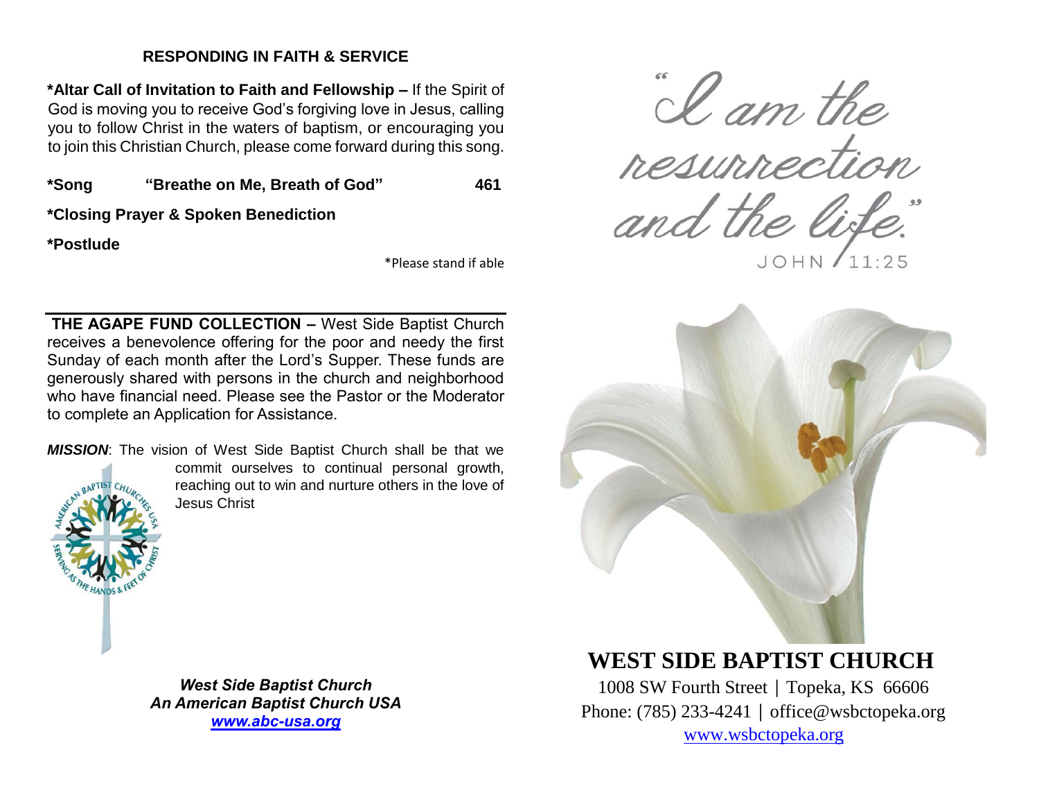## RESPONDING IN FAITH & SERVICE

**\*Altar Call of Invitation to Faith and Fellowship –** If the Spirit of God is moving you to receive God's forgiving love in Jesus, calling you to follow Christ in the waters of baptism, or encouraging you to join this Christian Church, please come forward during this song.

**\*Song "Breathe on Me, Breath of God" 461**

**\*Closing Prayer & Spoken Benediction**

**\*Postlude**

\*Please stand if able

---

**THE AGAPE FUND COLLECTION –** West Side Baptist Church receives a benevolence offering for the poor and needy the first Sunday of each month after the Lord's Supper. These funds are generously shared with persons in the church and neighborhood who have financial need. Please see the Pastor or the Moderator to complete an Application for Assistance.

***MISSION***: The vision of West Side Baptist Church shall be that we commit ourselves to continual personal growth, reaching out to win and nurture others in the love of Jesus Christ

AMERICAN BAPTIST CHURCHES USA
SERVING AS THE HANDS & FEET OF CHRIST

***West Side Baptist Church***
***An American Baptist Church USA***
***www.abc-usa.org***

"I am the resurrection and the life."
JOHN 11:25

# WEST SIDE BAPTIST CHURCH

1008 SW Fourth Street | Topeka, KS 66606
Phone: (785) 233-4241 | office@wsbctopeka.org
www.wsbctopeka.org